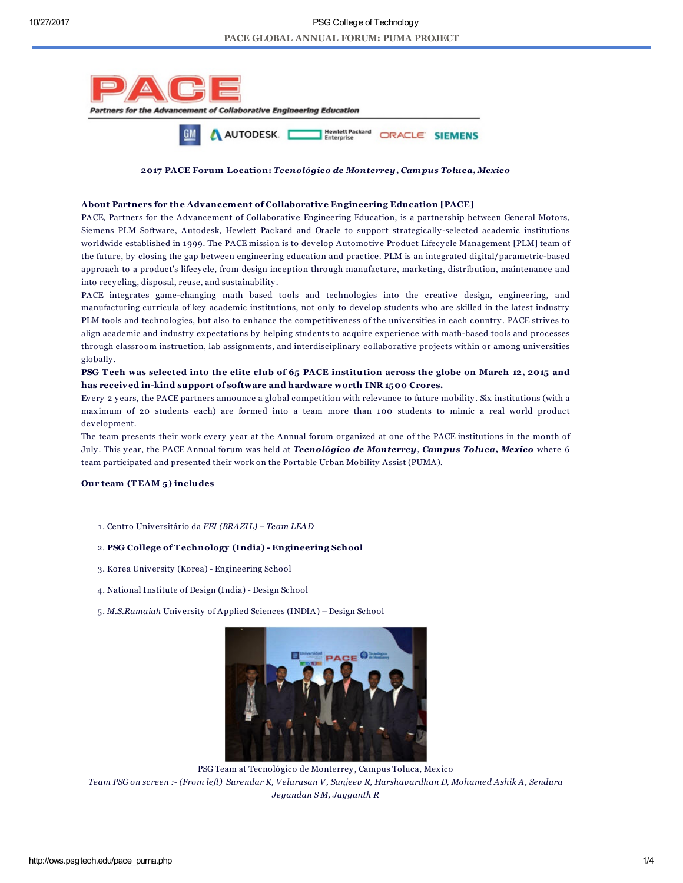# PACE GLOBAL ANNUAL FORUM: PUMA PROJECT

**2017 PACE Forum Location:** ***Tecnológico de Monterrey, Campus Toluca, Mexico***

**About Partners for the Advancement of Collaborative Engineering Education [PACE]**

PACE, Partners for the Advancement of Collaborative Engineering Education, is a partnership between General Motors, Siemens PLM Software, Autodesk, Hewlett Packard and Oracle to support strategically-selected academic institutions worldwide established in 1999. The PACE mission is to develop Automotive Product Lifecycle Management [PLM] team of the future, by closing the gap between engineering education and practice. PLM is an integrated digital/parametric-based approach to a product's lifecycle, from design inception through manufacture, marketing, distribution, maintenance and into recycling, disposal, reuse, and sustainability.

PACE integrates game-changing math based tools and technologies into the creative design, engineering, and manufacturing curricula of key academic institutions, not only to develop students who are skilled in the latest industry PLM tools and technologies, but also to enhance the competitiveness of the universities in each country. PACE strives to align academic and industry expectations by helping students to acquire experience with math-based tools and processes through classroom instruction, lab assignments, and interdisciplinary collaborative projects within or among universities globally.

**PSG Tech was selected into the elite club of 65 PACE institution across the globe on March 12, 2015 and has received in-kind support of software and hardware worth INR 1500 Crores.**

Every 2 years, the PACE partners announce a global competition with relevance to future mobility. Six institutions (with a maximum of 20 students each) are formed into a team more than 100 students to mimic a real world product development.

The team presents their work every year at the Annual forum organized at one of the PACE institutions in the month of July. This year, the PACE Annual forum was held at ***Tecnológico de Monterrey, Campus Toluca, Mexico*** where 6 team participated and presented their work on the Portable Urban Mobility Assist (PUMA).

**Our team (TEAM 5) includes**

1. Centro Universitário da *FEI (BRAZIL) – Team LEAD*
2. **PSG College of Technology (India) - Engineering School**
3. Korea University (Korea) - Engineering School
4. National Institute of Design (India) - Design School
5. *M.S.Ramaiah* University of Applied Sciences (INDIA) – Design School

PSG Team at Tecnológico de Monterrey, Campus Toluca, Mexico

*Team PSG on screen :- (From left) Surendar K, Velarasan V, Sanjeev R, Harshavardhan D, Mohamed Ashik A, Sendura Jeyandan S M, Jayganth R*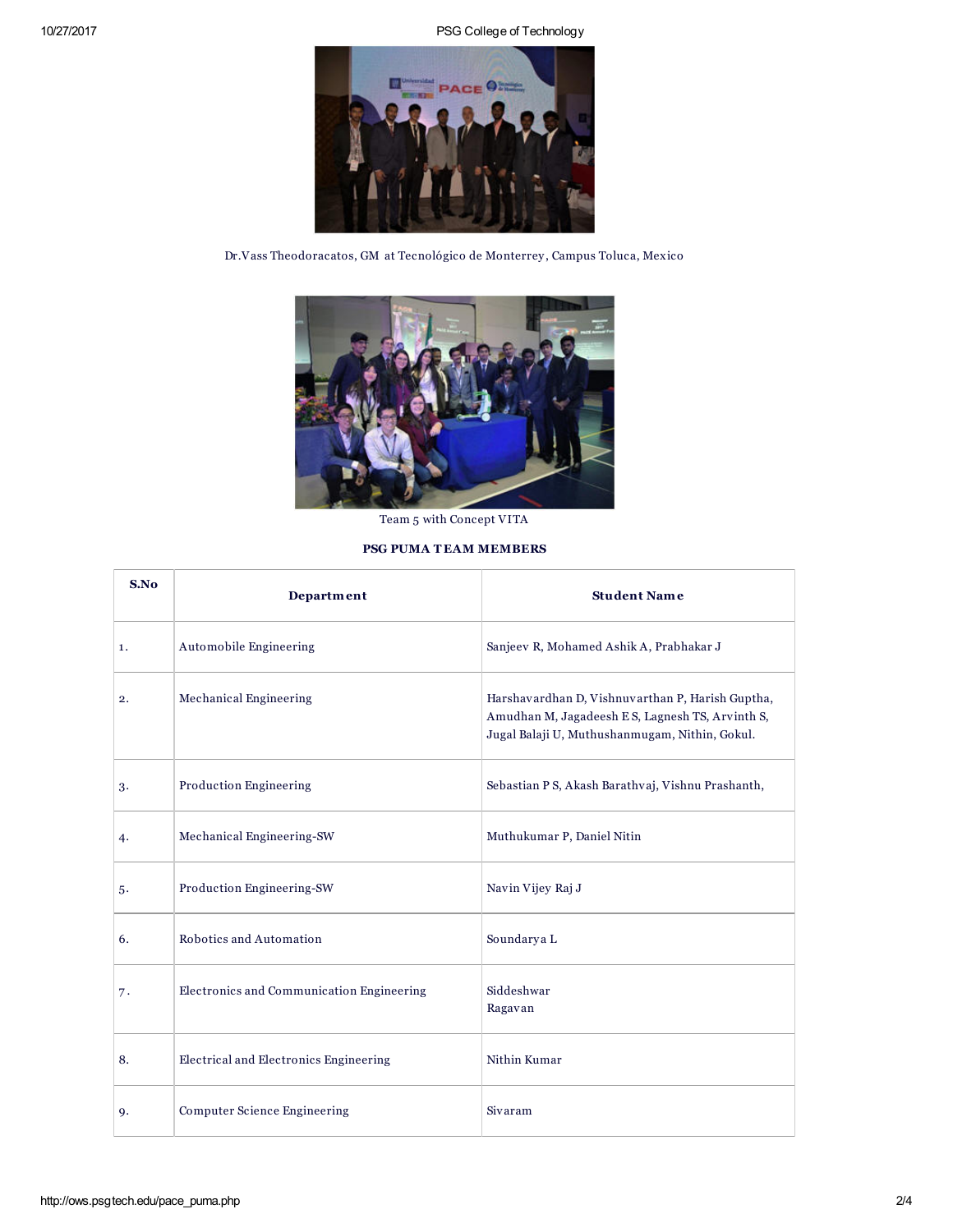Dr.Vass Theodoracatos, GM at Tecnológico de Monterrey, Campus Toluca, Mexico

Team 5 with Concept VITA

**PSG PUMA TEAM MEMBERS**

| S.No | Department | Student Name |
|---|---|---|
| 1. | Automobile Engineering | Sanjeev R, Mohamed Ashik A, Prabhakar J |
| 2. | Mechanical Engineering | Harshavardhan D, Vishnuvarthan P, Harish Guptha, Amudhan M, Jagadeesh E S, Lagnesh TS, Arvinth S, Jugal Balaji U, Muthushanmugam, Nithin, Gokul. |
| 3. | Production Engineering | Sebastian P S, Akash Barathvaj, Vishnu Prashanth, |
| 4. | Mechanical Engineering-SW | Muthukumar P, Daniel Nitin |
| 5. | Production Engineering-SW | Navin Vijey Raj J |
| 6. | Robotics and Automation | Soundarya L |
| 7. | Electronics and Communication Engineering | Siddeshwar Ragavan |
| 8. | Electrical and Electronics Engineering | Nithin Kumar |
| 9. | Computer Science Engineering | Sivaram |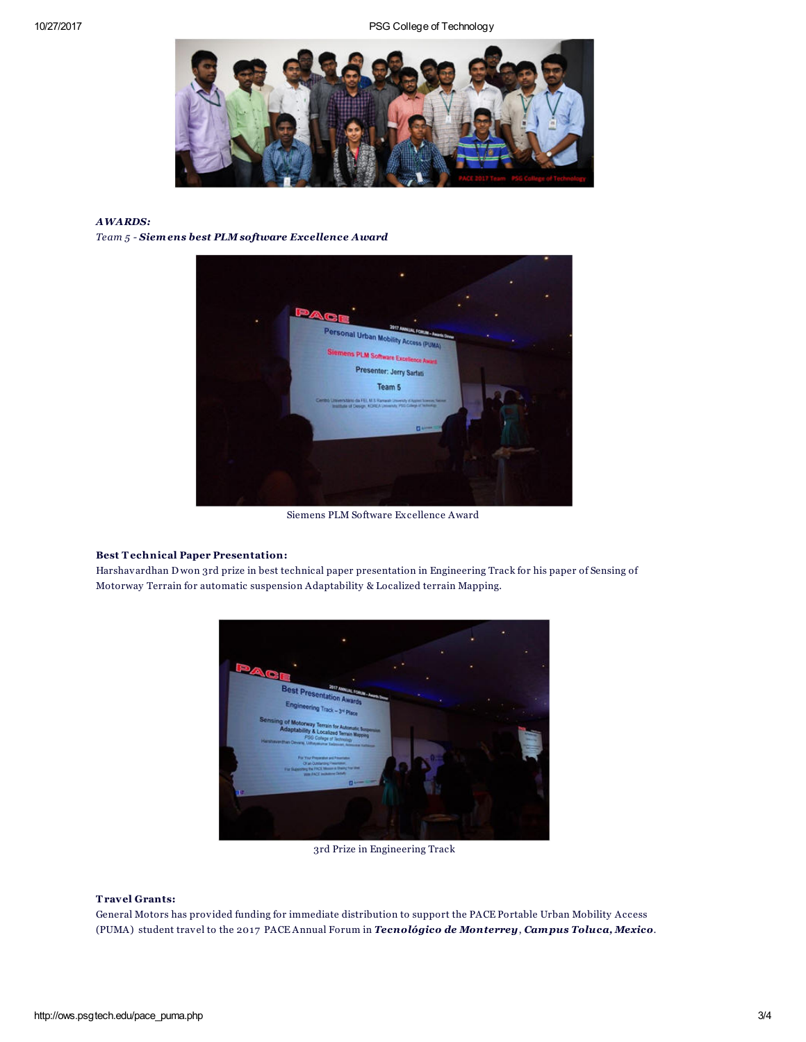***AWARDS:***

*Team 5 - **Siemens best PLM software Excellence Award***

Siemens PLM Software Excellence Award

**Best Technical Paper Presentation:**

Harshavardhan D won 3rd prize in best technical paper presentation in Engineering Track for his paper of Sensing of Motorway Terrain for automatic suspension Adaptability & Localized terrain Mapping.

3rd Prize in Engineering Track

**Travel Grants:**

General Motors has provided funding for immediate distribution to support the PACE Portable Urban Mobility Access (PUMA) student travel to the 2017 PACE Annual Forum in ***Tecnológico de Monterrey***, ***Campus Toluca, Mexico***.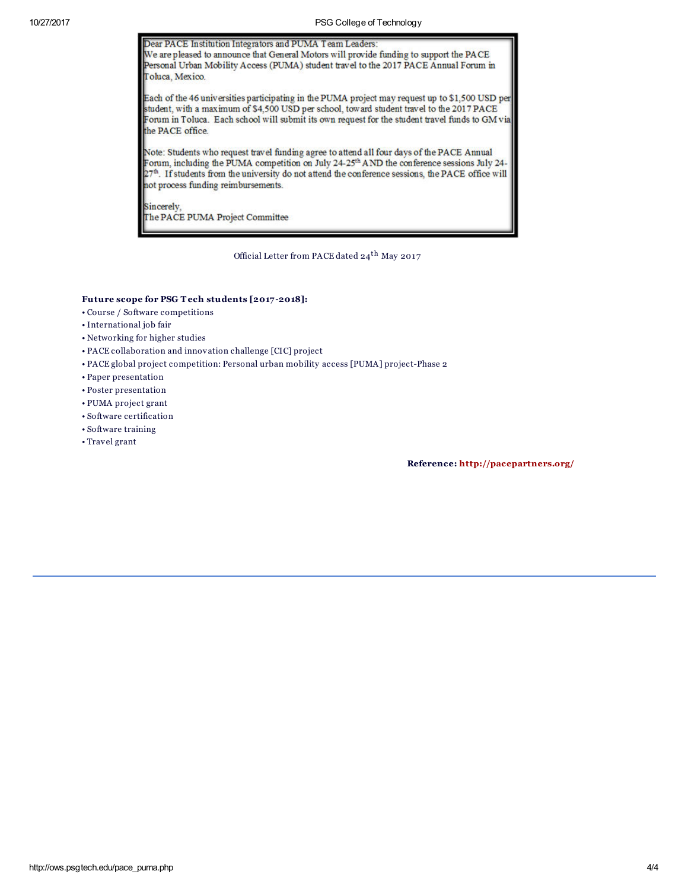Dear PACE Institution Integrators and PUMA Team Leaders:
We are pleased to announce that General Motors will provide funding to support the PACE Personal Urban Mobility Access (PUMA) student travel to the 2017 PACE Annual Forum in Toluca, Mexico.

Each of the 46 universities participating in the PUMA project may request up to $1,500 USD per student, with a maximum of $4,500 USD per school, toward student travel to the 2017 PACE Forum in Toluca. Each school will submit its own request for the student travel funds to GM via the PACE office.

Note: Students who request travel funding agree to attend all four days of the PACE Annual Forum, including the PUMA competition on July 24-25th AND the conference sessions July 24-27th. If students from the university do not attend the conference sessions, the PACE office will not process funding reimbursements.

Sincerely,
The PACE PUMA Project Committee

Official Letter from PACE dated 24th May 2017

**Future scope for PSG Tech students [2017-2018]:**

- Course / Software competitions
- International job fair
- Networking for higher studies
- PACE collaboration and innovation challenge [CIC] project
- PACE global project competition: Personal urban mobility access [PUMA] project-Phase 2
- Paper presentation
- Poster presentation
- PUMA project grant
- Software certification
- Software training
- Travel grant

**Reference: http://pacepartners.org/**